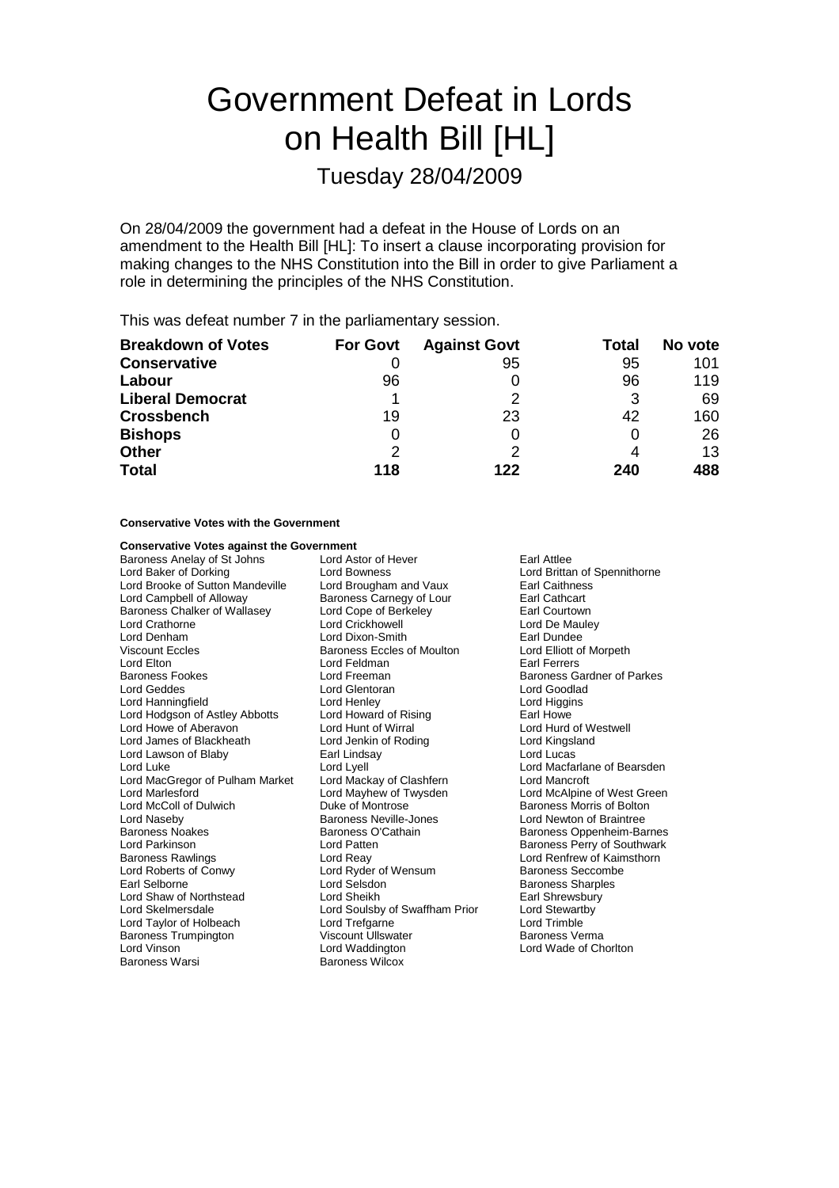# Government Defeat in Lords on Health Bill [HL]

Tuesday 28/04/2009

On 28/04/2009 the government had a defeat in the House of Lords on an amendment to the Health Bill [HL]: To insert a clause incorporating provision for making changes to the NHS Constitution into the Bill in order to give Parliament a role in determining the principles of the NHS Constitution.

This was defeat number 7 in the parliamentary session.

| Breakdown of Votes | For Govt | Against Govt | Total | No vote |
|---|---|---|---|---|
| **Conservative** | 0 | 95 | 95 | 101 |
| **Labour** | 96 | 0 | 96 | 119 |
| **Liberal Democrat** | 1 | 2 | 3 | 69 |
| **Crossbench** | 19 | 23 | 42 | 160 |
| **Bishops** | 0 | 0 | 0 | 26 |
| **Other** | 2 | 2 | 4 | 13 |
| **Total** | **118** | **122** | **240** | **488** |

**Conservative Votes with the Government**

**Conservative Votes against the Government**

Baroness Anelay of St Johns
Lord Astor of Hever
Earl Attlee
Lord Baker of Dorking
Lord Bowness
Lord Brittan of Spennithorne
Lord Brooke of Sutton Mandeville
Lord Brougham and Vaux
Earl Caithness
Lord Campbell of Alloway
Baroness Carnegy of Lour
Earl Cathcart
Baroness Chalker of Wallasey
Lord Cope of Berkeley
Earl Courtown
Lord Crathorne
Lord Crickhowell
Lord De Mauley
Lord Denham
Lord Dixon-Smith
Earl Dundee
Viscount Eccles
Baroness Eccles of Moulton
Lord Elliott of Morpeth
Lord Elton
Lord Feldman
Earl Ferrers
Baroness Fookes
Lord Freeman
Baroness Gardner of Parkes
Lord Geddes
Lord Glentoran
Lord Goodlad
Lord Hanningfield
Lord Henley
Lord Higgins
Lord Hodgson of Astley Abbotts
Lord Howard of Rising
Earl Howe
Lord Howe of Aberavon
Lord Hunt of Wirral
Lord Hurd of Westwell
Lord James of Blackheath
Lord Jenkin of Roding
Lord Kingsland
Lord Lawson of Blaby
Earl Lindsay
Lord Lucas
Lord Luke
Lord Lyell
Lord Macfarlane of Bearsden
Lord MacGregor of Pulham Market
Lord Mackay of Clashfern
Lord Mancroft
Lord Marlesford
Lord Mayhew of Twysden
Lord McAlpine of West Green
Lord McColl of Dulwich
Duke of Montrose
Baroness Morris of Bolton
Lord Naseby
Baroness Neville-Jones
Lord Newton of Braintree
Baroness Noakes
Baroness O'Cathain
Baroness Oppenheim-Barnes
Lord Parkinson
Lord Patten
Baroness Perry of Southwark
Baroness Rawlings
Lord Reay
Lord Renfrew of Kaimsthorn
Lord Roberts of Conwy
Lord Ryder of Wensum
Baroness Seccombe
Earl Selborne
Lord Selsdon
Baroness Sharples
Lord Shaw of Northstead
Lord Sheikh
Earl Shrewsbury
Lord Skelmersdale
Lord Soulsby of Swaffham Prior
Lord Stewartby
Lord Taylor of Holbeach
Lord Trefgarne
Lord Trimble
Baroness Trumpington
Viscount Ullswater
Baroness Verma
Lord Vinson
Lord Waddington
Lord Wade of Chorlton
Baroness Warsi
Baroness Wilcox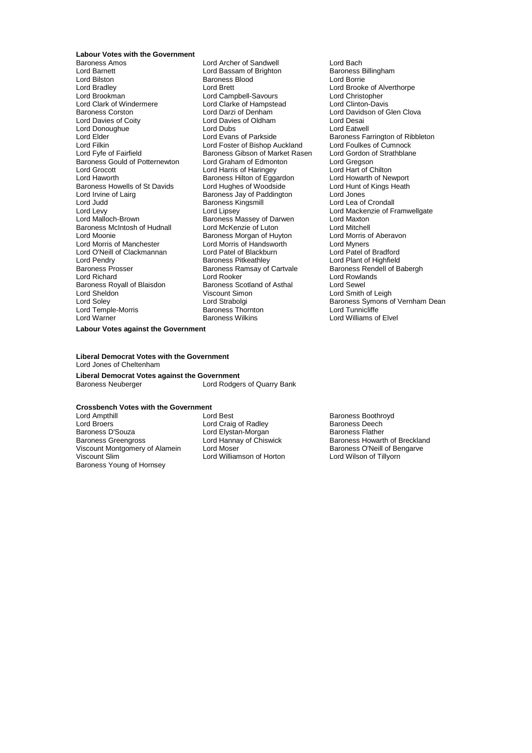**Labour Votes with the Government**

Baroness Amos
Lord Archer of Sandwell
Lord Bach
Lord Barnett
Lord Bassam of Brighton
Baroness Billingham
Lord Bilston
Baroness Blood
Lord Borrie
Lord Bradley
Lord Brett
Lord Brooke of Alverthorpe
Lord Brookman
Lord Campbell-Savours
Lord Christopher
Lord Clark of Windermere
Lord Clarke of Hampstead
Lord Clinton-Davis
Baroness Corston
Lord Darzi of Denham
Lord Davidson of Glen Clova
Lord Davies of Coity
Lord Davies of Oldham
Lord Desai
Lord Donoughue
Lord Dubs
Lord Eatwell
Lord Elder
Lord Evans of Parkside
Baroness Farrington of Ribbleton
Lord Filkin
Lord Foster of Bishop Auckland
Lord Foulkes of Cumnock
Lord Fyfe of Fairfield
Baroness Gibson of Market Rasen
Lord Gordon of Strathblane
Baroness Gould of Potternewton
Lord Graham of Edmonton
Lord Gregson
Lord Grocott
Lord Harris of Haringey
Lord Hart of Chilton
Lord Haworth
Baroness Hilton of Eggardon
Lord Howarth of Newport
Baroness Howells of St Davids
Lord Hughes of Woodside
Lord Hunt of Kings Heath
Lord Irvine of Lairg
Baroness Jay of Paddington
Lord Jones
Lord Judd
Baroness Kingsmill
Lord Lea of Crondall
Lord Levy
Lord Lipsey
Lord Mackenzie of Framwellgate
Lord Malloch-Brown
Baroness Massey of Darwen
Lord Maxton
Baroness McIntosh of Hudnall
Lord McKenzie of Luton
Lord Mitchell
Lord Moonie
Baroness Morgan of Huyton
Lord Morris of Aberavon
Lord Morris of Manchester
Lord Morris of Handsworth
Lord Myners
Lord O'Neill of Clackmannan
Lord Patel of Blackburn
Lord Patel of Bradford
Lord Pendry
Baroness Pitkeathley
Lord Plant of Highfield
Baroness Prosser
Baroness Ramsay of Cartvale
Baroness Rendell of Babergh
Lord Richard
Lord Rooker
Lord Rowlands
Baroness Royall of Blaisdon
Baroness Scotland of Asthal
Lord Sewel
Lord Sheldon
Viscount Simon
Lord Smith of Leigh
Lord Soley
Lord Strabolgi
Baroness Symons of Vernham Dean
Lord Temple-Morris
Baroness Thornton
Lord Tunnicliffe
Lord Warner
Baroness Wilkins
Lord Williams of Elvel

**Labour Votes against the Government**

**Liberal Democrat Votes with the Government**

Lord Jones of Cheltenham

**Liberal Democrat Votes against the Government**

Baroness Neuberger
Lord Rodgers of Quarry Bank

**Crossbench Votes with the Government**

Lord Ampthill
Lord Best
Baroness Boothroyd
Lord Broers
Lord Craig of Radley
Baroness Deech
Baroness D'Souza
Lord Elystan-Morgan
Baroness Flather
Baroness Greengross
Lord Hannay of Chiswick
Baroness Howarth of Breckland
Viscount Montgomery of Alamein
Lord Moser
Baroness O'Neill of Bengarve
Viscount Slim
Lord Williamson of Horton
Lord Wilson of Tillyorn
Baroness Young of Hornsey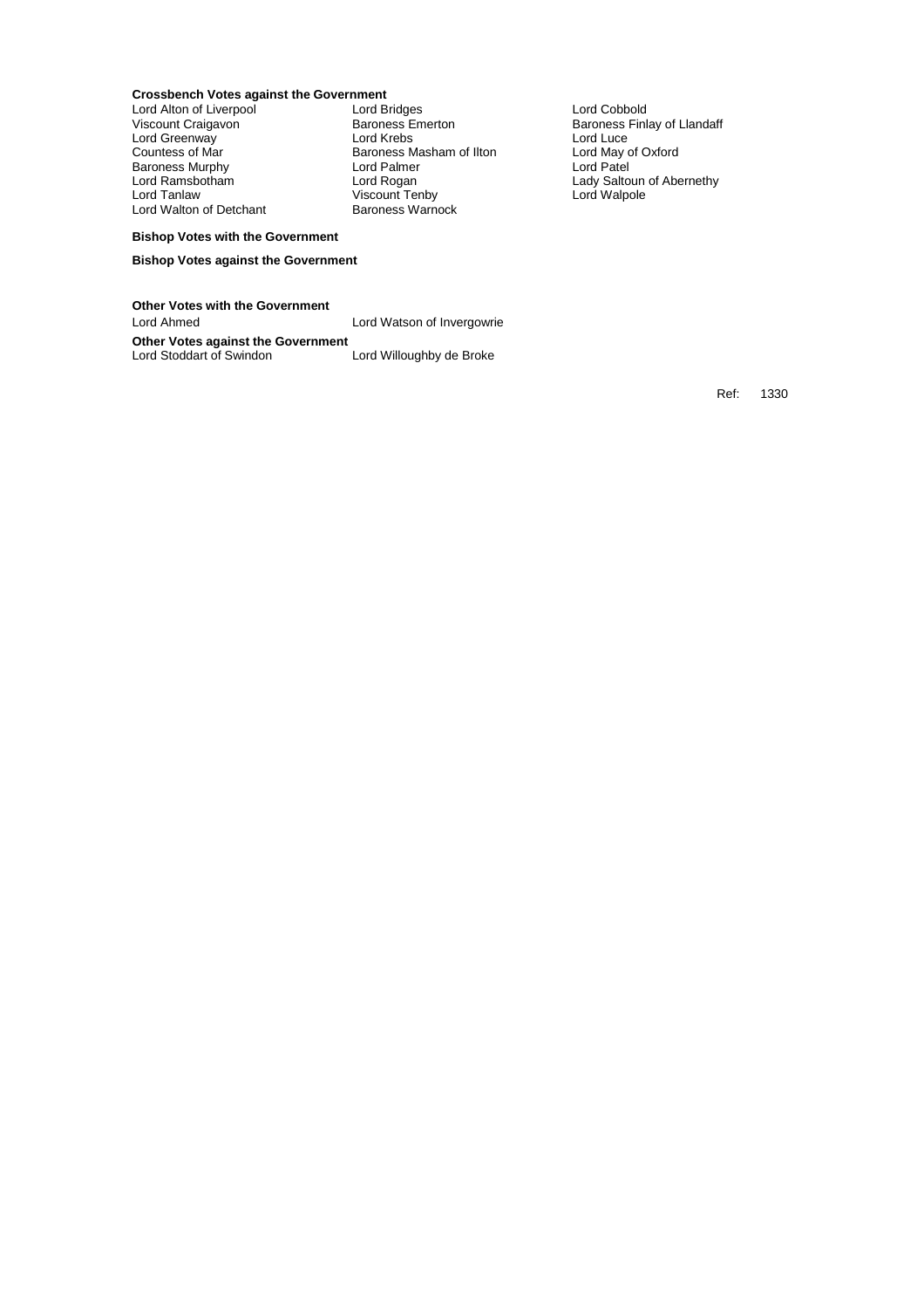**Crossbench Votes against the Government**

Lord Alton of Liverpool
Viscount Craigavon
Lord Greenway
Countess of Mar
Baroness Murphy
Lord Ramsbotham
Lord Tanlaw
Lord Walton of Detchant
Lord Bridges
Baroness Emerton
Lord Krebs
Baroness Masham of Ilton
Lord Palmer
Lord Rogan
Viscount Tenby
Baroness Warnock
Lord Cobbold
Baroness Finlay of Llandaff
Lord Luce
Lord May of Oxford
Lord Patel
Lady Saltoun of Abernethy
Lord Walpole

**Bishop Votes with the Government**

**Bishop Votes against the Government**

**Other Votes with the Government**

Lord Ahmed
Lord Watson of Invergowrie

**Other Votes against the Government**

Lord Stoddart of Swindon
Lord Willoughby de Broke

Ref: 1330